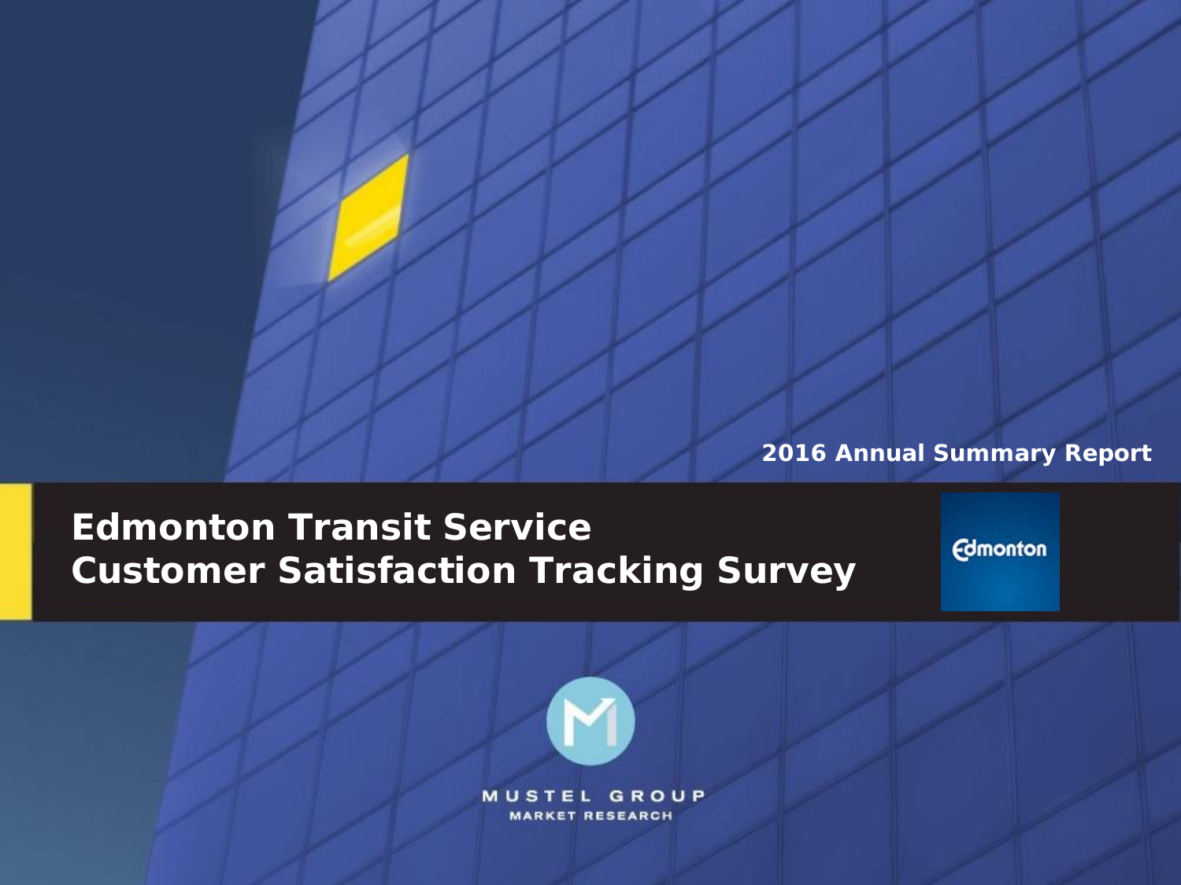2016 Annual Summary Report

# Edmonton Transit Service
# Customer Satisfaction Tracking Survey

Edmonton

MUSTEL GROUP
MARKET RESEARCH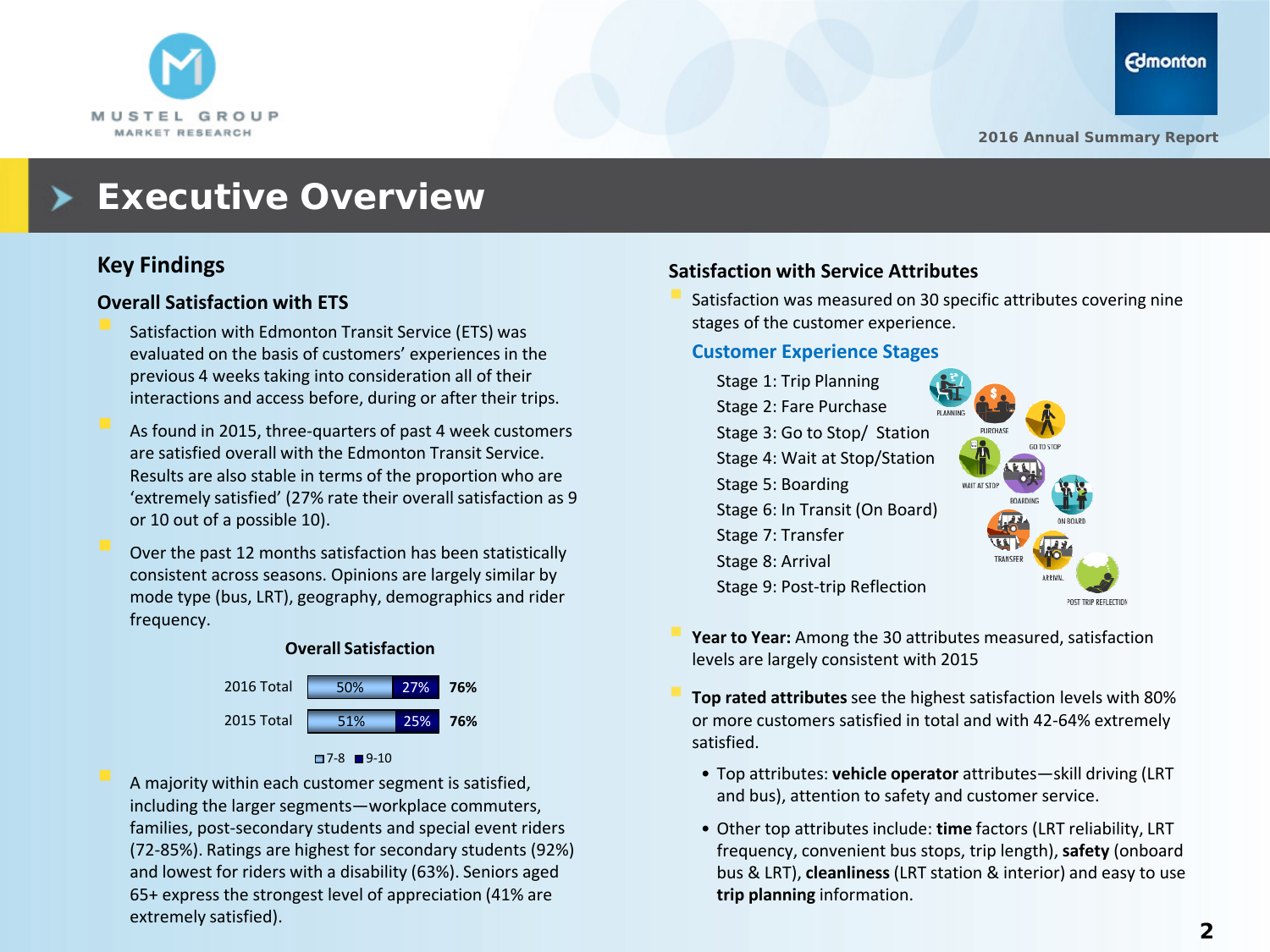# Executive Overview

## Key Findings

### Overall Satisfaction with ETS

- Satisfaction with Edmonton Transit Service (ETS) was evaluated on the basis of customers' experiences in the previous 4 weeks taking into consideration all of their interactions and access before, during or after their trips.
- As found in 2015, three-quarters of past 4 week customers are satisfied overall with the Edmonton Transit Service. Results are also stable in terms of the proportion who are 'extremely satisfied' (27% rate their overall satisfaction as 9 or 10 out of a possible 10).
- Over the past 12 months satisfaction has been statistically consistent across seasons. Opinions are largely similar by mode type (bus, LRT), geography, demographics and rider frequency.

**Overall Satisfaction**

| | 7-8 | 9-10 | Total |
|---|---|---|---|
| 2016 Total | 50% | 27% | 76% |
| 2015 Total | 51% | 25% | 76% |

- A majority within each customer segment is satisfied, including the larger segments—workplace commuters, families, post-secondary students and special event riders (72-85%). Ratings are highest for secondary students (92%) and lowest for riders with a disability (63%). Seniors aged 65+ express the strongest level of appreciation (41% are extremely satisfied).

### Satisfaction with Service Attributes

- Satisfaction was measured on 30 specific attributes covering nine stages of the customer experience.

**Customer Experience Stages**

Stage 1: Trip Planning
Stage 2: Fare Purchase
Stage 3: Go to Stop/ Station
Stage 4: Wait at Stop/Station
Stage 5: Boarding
Stage 6: In Transit (On Board)
Stage 7: Transfer
Stage 8: Arrival
Stage 9: Post-trip Reflection

- **Year to Year:** Among the 30 attributes measured, satisfaction levels are largely consistent with 2015
- **Top rated attributes** see the highest satisfaction levels with 80% or more customers satisfied in total and with 42-64% extremely satisfied.
  - Top attributes: **vehicle operator** attributes—skill driving (LRT and bus), attention to safety and customer service.
  - Other top attributes include: **time** factors (LRT reliability, LRT frequency, convenient bus stops, trip length), **safety** (onboard bus & LRT), **cleanliness** (LRT station & interior) and easy to use **trip planning** information.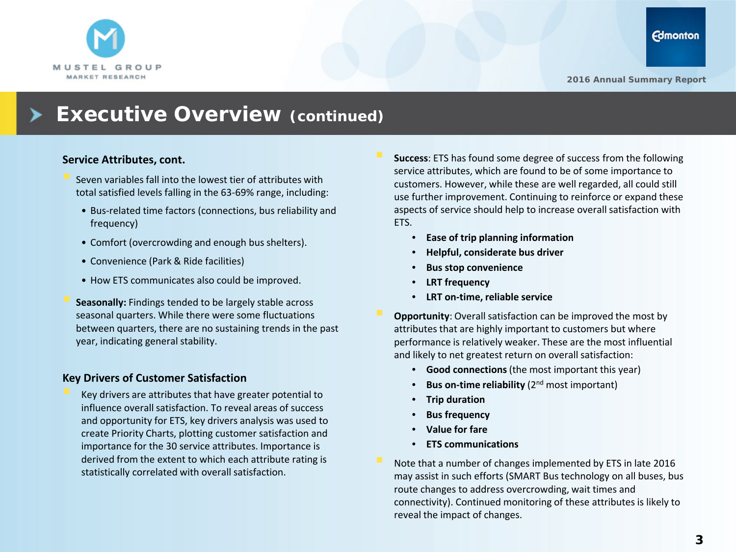# Executive Overview (continued)

### Service Attributes, cont.

- Seven variables fall into the lowest tier of attributes with total satisfied levels falling in the 63-69% range, including:
  - Bus-related time factors (connections, bus reliability and frequency)
  - Comfort (overcrowding and enough bus shelters).
  - Convenience (Park & Ride facilities)
  - How ETS communicates also could be improved.
- **Seasonally:** Findings tended to be largely stable across seasonal quarters. While there were some fluctuations between quarters, there are no sustaining trends in the past year, indicating general stability.

### Key Drivers of Customer Satisfaction

- Key drivers are attributes that have greater potential to influence overall satisfaction. To reveal areas of success and opportunity for ETS, key drivers analysis was used to create Priority Charts, plotting customer satisfaction and importance for the 30 service attributes. Importance is derived from the extent to which each attribute rating is statistically correlated with overall satisfaction.

- **Success**: ETS has found some degree of success from the following service attributes, which are found to be of some importance to customers. However, while these are well regarded, all could still use further improvement. Continuing to reinforce or expand these aspects of service should help to increase overall satisfaction with ETS.
  - **Ease of trip planning information**
  - **Helpful, considerate bus driver**
  - **Bus stop convenience**
  - **LRT frequency**
  - **LRT on-time, reliable service**
- **Opportunity**: Overall satisfaction can be improved the most by attributes that are highly important to customers but where performance is relatively weaker. These are the most influential and likely to net greatest return on overall satisfaction:
  - **Good connections** (the most important this year)
  - **Bus on-time reliability** (2nd most important)
  - **Trip duration**
  - **Bus frequency**
  - **Value for fare**
  - **ETS communications**
- Note that a number of changes implemented by ETS in late 2016 may assist in such efforts (SMART Bus technology on all buses, bus route changes to address overcrowding, wait times and connectivity). Continued monitoring of these attributes is likely to reveal the impact of changes.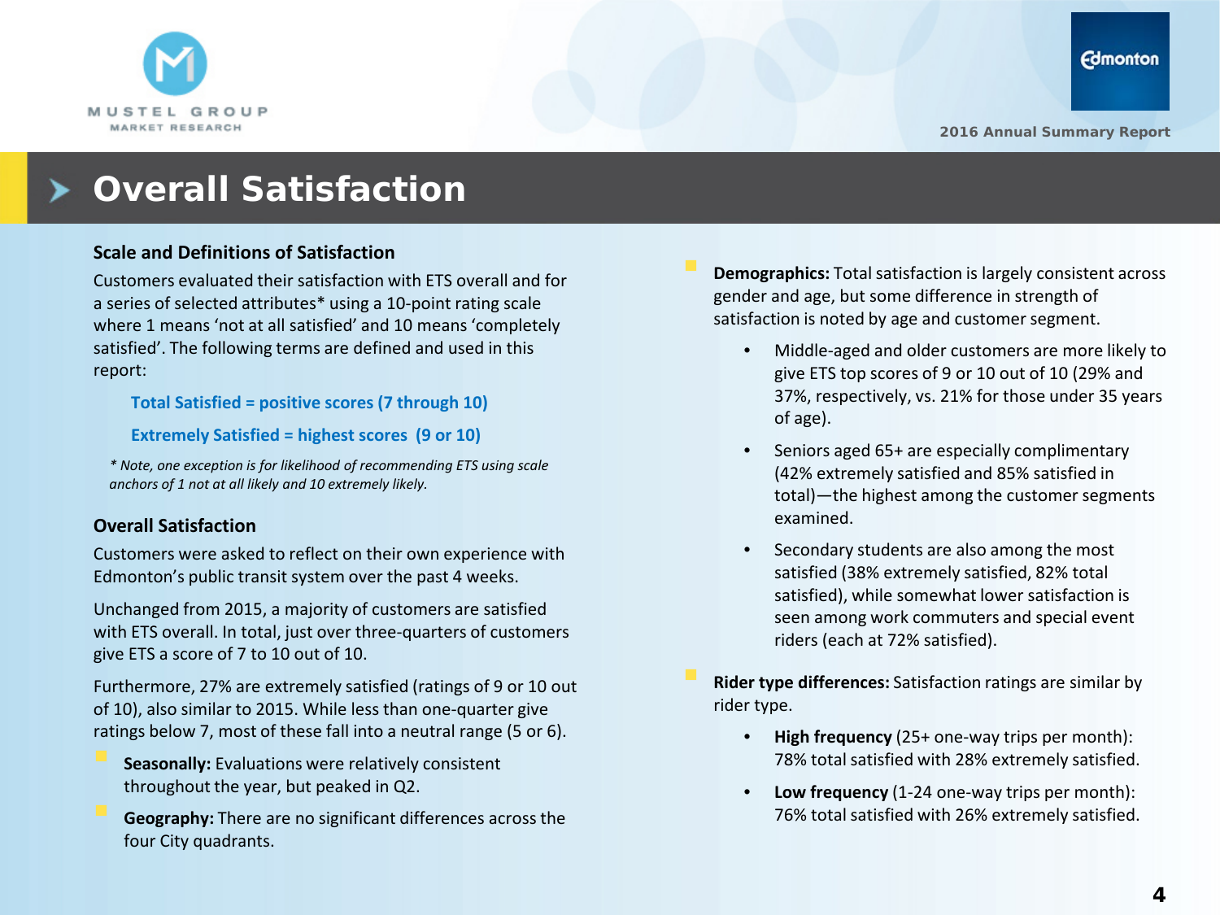# Overall Satisfaction

### Scale and Definitions of Satisfaction

Customers evaluated their satisfaction with ETS overall and for a series of selected attributes* using a 10-point rating scale where 1 means 'not at all satisfied' and 10 means 'completely satisfied'. The following terms are defined and used in this report:

**Total Satisfied = positive scores (7 through 10)**

**Extremely Satisfied = highest scores (9 or 10)**

*\* Note, one exception is for likelihood of recommending ETS using scale anchors of 1 not at all likely and 10 extremely likely.*

### Overall Satisfaction

Customers were asked to reflect on their own experience with Edmonton's public transit system over the past 4 weeks.

Unchanged from 2015, a majority of customers are satisfied with ETS overall. In total, just over three-quarters of customers give ETS a score of 7 to 10 out of 10.

Furthermore, 27% are extremely satisfied (ratings of 9 or 10 out of 10), also similar to 2015. While less than one-quarter give ratings below 7, most of these fall into a neutral range (5 or 6).

- **Seasonally:** Evaluations were relatively consistent throughout the year, but peaked in Q2.
- **Geography:** There are no significant differences across the four City quadrants.
- **Demographics:** Total satisfaction is largely consistent across gender and age, but some difference in strength of satisfaction is noted by age and customer segment.
  - Middle-aged and older customers are more likely to give ETS top scores of 9 or 10 out of 10 (29% and 37%, respectively, vs. 21% for those under 35 years of age).
  - Seniors aged 65+ are especially complimentary (42% extremely satisfied and 85% satisfied in total)—the highest among the customer segments examined.
  - Secondary students are also among the most satisfied (38% extremely satisfied, 82% total satisfied), while somewhat lower satisfaction is seen among work commuters and special event riders (each at 72% satisfied).
- **Rider type differences:** Satisfaction ratings are similar by rider type.
  - **High frequency** (25+ one-way trips per month): 78% total satisfied with 28% extremely satisfied.
  - **Low frequency** (1-24 one-way trips per month): 76% total satisfied with 26% extremely satisfied.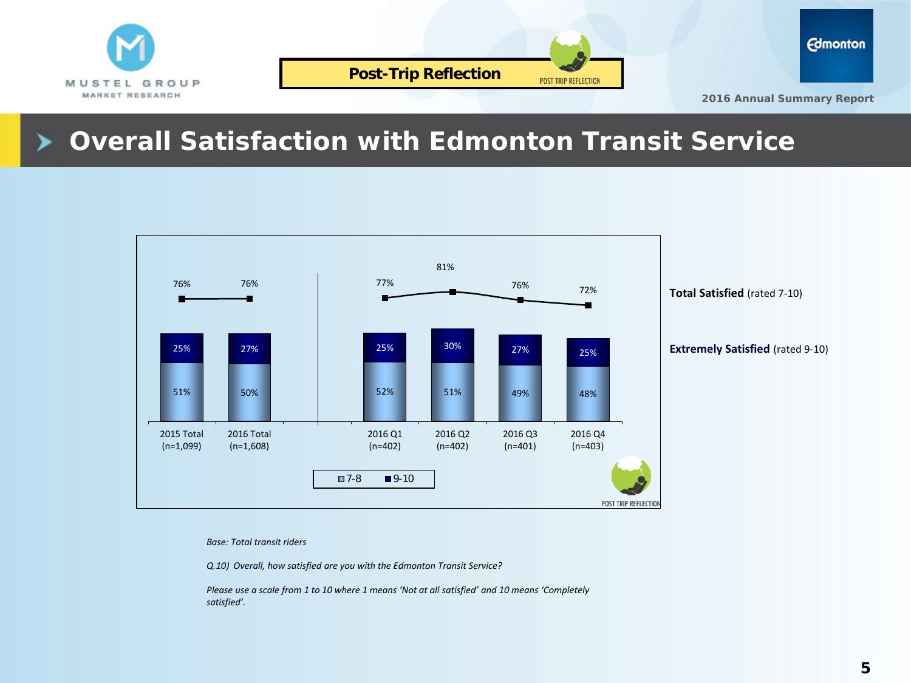# Overall Satisfaction with Edmonton Transit Service

Post-Trip Reflection

2016 Annual Summary Report

| | 2015 Total (n=1,099) | 2016 Total (n=1,608) | 2016 Q1 (n=402) | 2016 Q2 (n=402) | 2016 Q3 (n=401) | 2016 Q4 (n=403) |
|---|---|---|---|---|---|---|
| **Total Satisfied** (rated 7-10) | 76% | 76% | 77% | 81% | 76% | 72% |
| **Extremely Satisfied** (rated 9-10) | 25% | 27% | 25% | 30% | 27% | 25% |
| 7-8 | 51% | 50% | 52% | 51% | 49% | 48% |

*Base: Total transit riders*

*Q.10) Overall, how satisfied are you with the Edmonton Transit Service?*

*Please use a scale from 1 to 10 where 1 means 'Not at all satisfied' and 10 means 'Completely satisfied'.*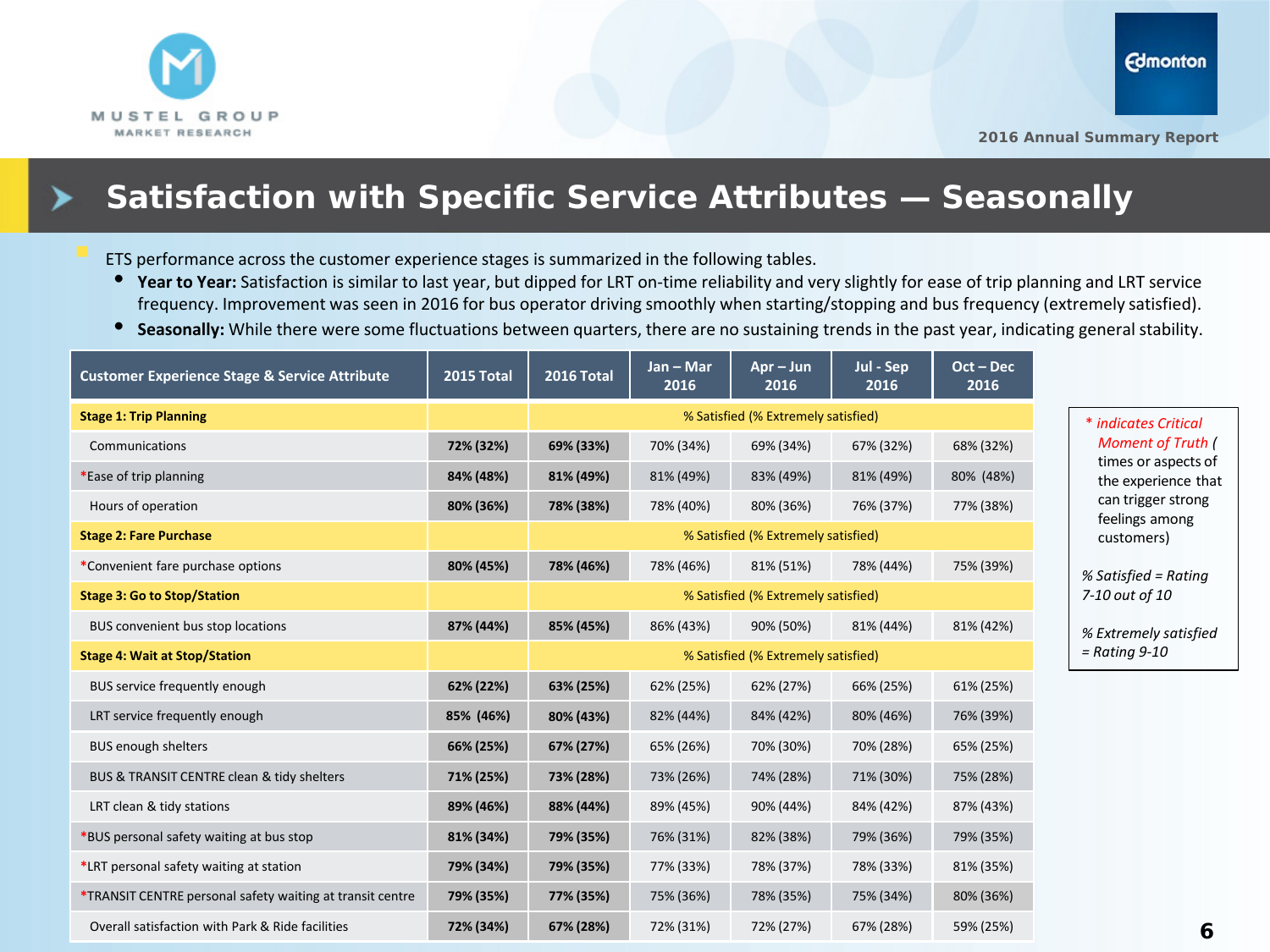# Satisfaction with Specific Service Attributes — Seasonally

- ETS performance across the customer experience stages is summarized in the following tables.
  - **Year to Year:** Satisfaction is similar to last year, but dipped for LRT on-time reliability and very slightly for ease of trip planning and LRT service frequency. Improvement was seen in 2016 for bus operator driving smoothly when starting/stopping and bus frequency (extremely satisfied).
  - **Seasonally:** While there were some fluctuations between quarters, there are no sustaining trends in the past year, indicating general stability.

| Customer Experience Stage & Service Attribute | 2015 Total | 2016 Total | Jan – Mar 2016 | Apr – Jun 2016 | Jul - Sep 2016 | Oct – Dec 2016 |
|---|---|---|---|---|---|---|
| **Stage 1: Trip Planning** | | % Satisfied (% Extremely satisfied) | | | | |
| Communications | **72% (32%)** | **69% (33%)** | 70% (34%) | 69% (34%) | 67% (32%) | 68% (32%) |
| *Ease of trip planning | **84% (48%)** | **81% (49%)** | 81% (49%) | 83% (49%) | 81% (49%) | 80% (48%) |
| Hours of operation | **80% (36%)** | **78% (38%)** | 78% (40%) | 80% (36%) | 76% (37%) | 77% (38%) |
| **Stage 2: Fare Purchase** | | % Satisfied (% Extremely satisfied) | | | | |
| *Convenient fare purchase options | **80% (45%)** | **78% (46%)** | 78% (46%) | 81% (51%) | 78% (44%) | 75% (39%) |
| **Stage 3: Go to Stop/Station** | | % Satisfied (% Extremely satisfied) | | | | |
| BUS convenient bus stop locations | **87% (44%)** | **85% (45%)** | 86% (43%) | 90% (50%) | 81% (44%) | 81% (42%) |
| **Stage 4: Wait at Stop/Station** | | % Satisfied (% Extremely satisfied) | | | | |
| BUS service frequently enough | **62% (22%)** | **63% (25%)** | 62% (25%) | 62% (27%) | 66% (25%) | 61% (25%) |
| LRT service frequently enough | **85% (46%)** | **80% (43%)** | 82% (44%) | 84% (42%) | 80% (46%) | 76% (39%) |
| BUS enough shelters | **66% (25%)** | **67% (27%)** | 65% (26%) | 70% (30%) | 70% (28%) | 65% (25%) |
| BUS & TRANSIT CENTRE clean & tidy shelters | **71% (25%)** | **73% (28%)** | 73% (26%) | 74% (28%) | 71% (30%) | 75% (28%) |
| LRT clean & tidy stations | **89% (46%)** | **88% (44%)** | 89% (45%) | 90% (44%) | 84% (42%) | 87% (43%) |
| *BUS personal safety waiting at bus stop | **81% (34%)** | **79% (35%)** | 76% (31%) | 82% (38%) | 79% (36%) | 79% (35%) |
| *LRT personal safety waiting at station | **79% (34%)** | **79% (35%)** | 77% (33%) | 78% (37%) | 78% (33%) | 81% (35%) |
| *TRANSIT CENTRE personal safety waiting at transit centre | **79% (35%)** | **77% (35%)** | 75% (36%) | 78% (35%) | 75% (34%) | 80% (36%) |
| Overall satisfaction with Park & Ride facilities | **72% (34%)** | **67% (28%)** | 72% (31%) | 72% (27%) | 67% (28%) | 59% (25%) |

*\* indicates Critical Moment of Truth (* times or aspects of the experience that can trigger strong feelings among customers)

*% Satisfied = Rating 7-10 out of 10*

*% Extremely satisfied = Rating 9-10*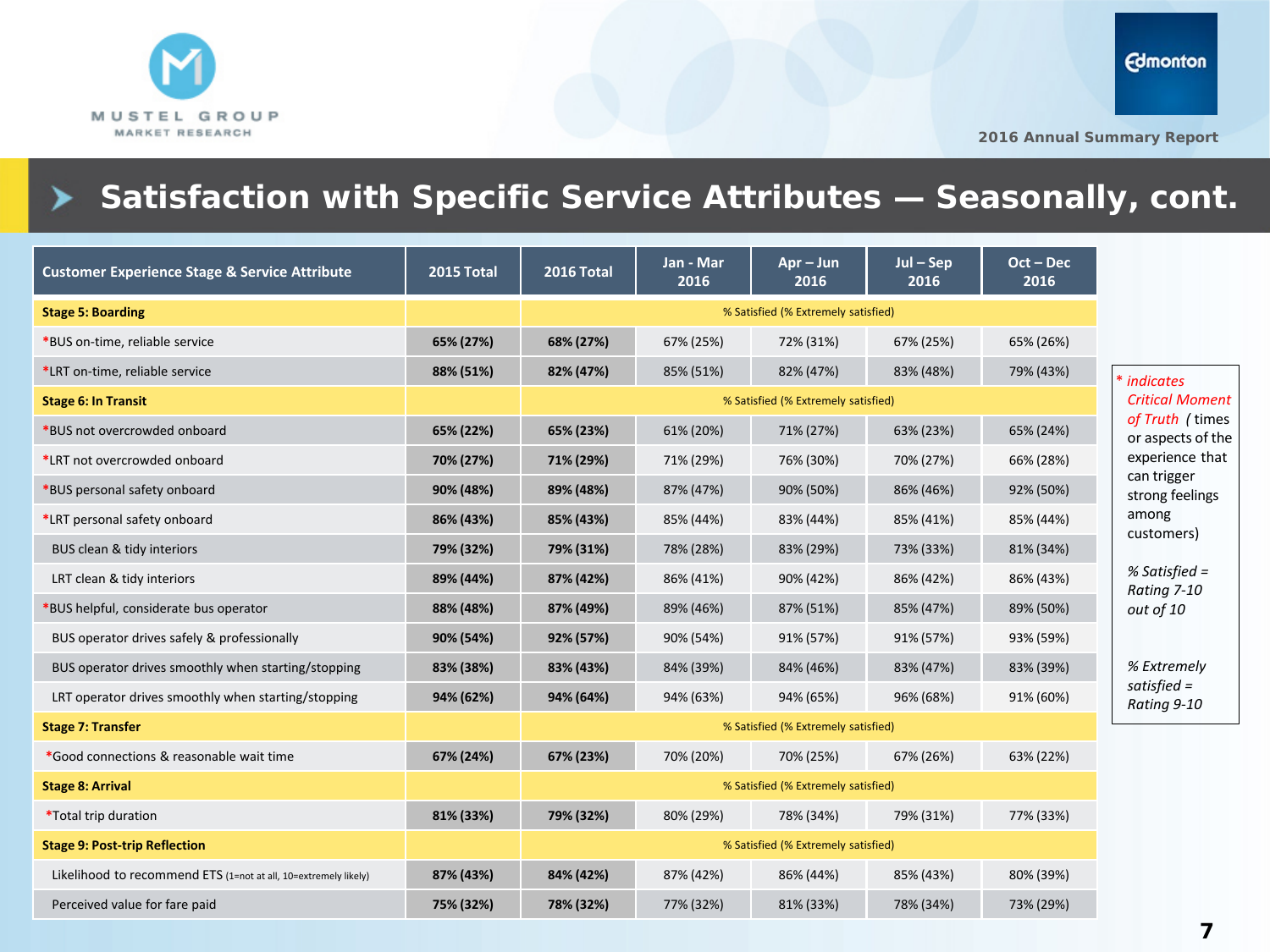MUSTEL GROUP MARKET RESEARCH

Edmonton

2016 Annual Summary Report

# Satisfaction with Specific Service Attributes — Seasonally, cont.

| Customer Experience Stage & Service Attribute | 2015 Total | 2016 Total | Jan - Mar 2016 | Apr – Jun 2016 | Jul – Sep 2016 | Oct – Dec 2016 |
|---|---|---|---|---|---|---|
| **Stage 5: Boarding** | | % Satisfied (% Extremely satisfied) | | | | |
| *BUS on-time, reliable service | **65% (27%)** | **68% (27%)** | 67% (25%) | 72% (31%) | 67% (25%) | 65% (26%) |
| *LRT on-time, reliable service | **88% (51%)** | **82% (47%)** | 85% (51%) | 82% (47%) | 83% (48%) | 79% (43%) |
| **Stage 6: In Transit** | | % Satisfied (% Extremely satisfied) | | | | |
| *BUS not overcrowded onboard | **65% (22%)** | **65% (23%)** | 61% (20%) | 71% (27%) | 63% (23%) | 65% (24%) |
| *LRT not overcrowded onboard | **70% (27%)** | **71% (29%)** | 71% (29%) | 76% (30%) | 70% (27%) | 66% (28%) |
| *BUS personal safety onboard | **90% (48%)** | **89% (48%)** | 87% (47%) | 90% (50%) | 86% (46%) | 92% (50%) |
| *LRT personal safety onboard | **86% (43%)** | **85% (43%)** | 85% (44%) | 83% (44%) | 85% (41%) | 85% (44%) |
| BUS clean & tidy interiors | **79% (32%)** | **79% (31%)** | 78% (28%) | 83% (29%) | 73% (33%) | 81% (34%) |
| LRT clean & tidy interiors | **89% (44%)** | **87% (42%)** | 86% (41%) | 90% (42%) | 86% (42%) | 86% (43%) |
| *BUS helpful, considerate bus operator | **88% (48%)** | **87% (49%)** | 89% (46%) | 87% (51%) | 85% (47%) | 89% (50%) |
| BUS operator drives safely & professionally | **90% (54%)** | **92% (57%)** | 90% (54%) | 91% (57%) | 91% (57%) | 93% (59%) |
| BUS operator drives smoothly when starting/stopping | **83% (38%)** | **83% (43%)** | 84% (39%) | 84% (46%) | 83% (47%) | 83% (39%) |
| LRT operator drives smoothly when starting/stopping | **94% (62%)** | **94% (64%)** | 94% (63%) | 94% (65%) | 96% (68%) | 91% (60%) |
| **Stage 7: Transfer** | | % Satisfied (% Extremely satisfied) | | | | |
| *Good connections & reasonable wait time | **67% (24%)** | **67% (23%)** | 70% (20%) | 70% (25%) | 67% (26%) | 63% (22%) |
| **Stage 8: Arrival** | | % Satisfied (% Extremely satisfied) | | | | |
| *Total trip duration | **81% (33%)** | **79% (32%)** | 80% (29%) | 78% (34%) | 79% (31%) | 77% (33%) |
| **Stage 9: Post-trip Reflection** | | % Satisfied (% Extremely satisfied) | | | | |
| Likelihood to recommend ETS (1=not at all, 10=extremely likely) | **87% (43%)** | **84% (42%)** | 87% (42%) | 86% (44%) | 85% (43%) | 80% (39%) |
| Perceived value for fare paid | **75% (32%)** | **78% (32%)** | 77% (32%) | 81% (33%) | 78% (34%) | 73% (29%) |

*\* indicates Critical Moment of Truth* (times or aspects of the experience that can trigger strong feelings among customers)

*% Satisfied = Rating 7-10 out of 10*

*% Extremely satisfied = Rating 9-10*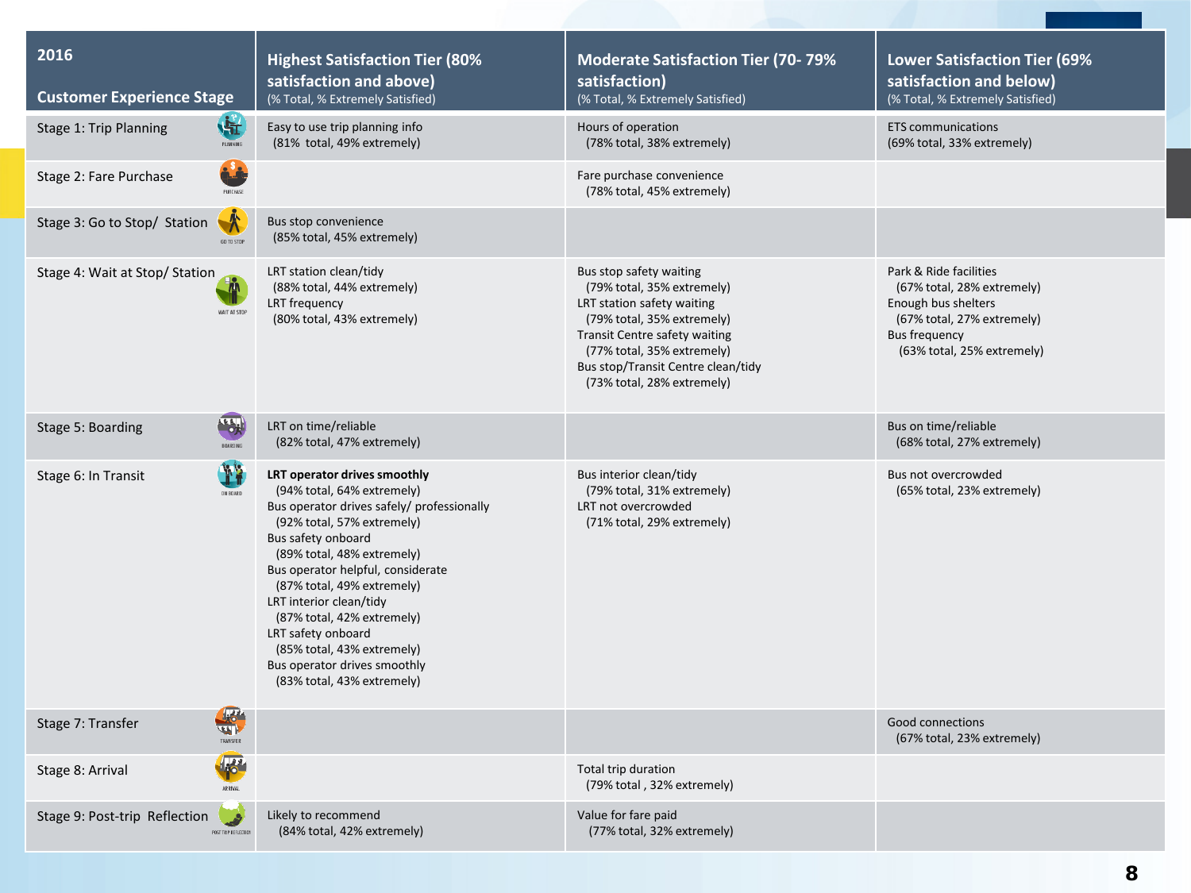| 2016 Customer Experience Stage | Highest Satisfaction Tier (80% satisfaction and above) (% Total, % Extremely Satisfied) | Moderate Satisfaction Tier (70- 79% satisfaction) (% Total, % Extremely Satisfied) | Lower Satisfaction Tier (69% satisfaction and below) (% Total, % Extremely Satisfied) |
|---|---|---|---|
| Stage 1: Trip Planning | Easy to use trip planning info (81% total, 49% extremely) | Hours of operation (78% total, 38% extremely) | ETS communications (69% total, 33% extremely) |
| Stage 2: Fare Purchase | | Fare purchase convenience (78% total, 45% extremely) | |
| Stage 3: Go to Stop/ Station | Bus stop convenience (85% total, 45% extremely) | | |
| Stage 4: Wait at Stop/ Station | LRT station clean/tidy (88% total, 44% extremely)<br>LRT frequency (80% total, 43% extremely) | Bus stop safety waiting (79% total, 35% extremely)<br>LRT station safety waiting (79% total, 35% extremely)<br>Transit Centre safety waiting (77% total, 35% extremely)<br>Bus stop/Transit Centre clean/tidy (73% total, 28% extremely) | Park & Ride facilities (67% total, 28% extremely)<br>Enough bus shelters (67% total, 27% extremely)<br>Bus frequency (63% total, 25% extremely) |
| Stage 5: Boarding | LRT on time/reliable (82% total, 47% extremely) | | Bus on time/reliable (68% total, 27% extremely) |
| Stage 6: In Transit | **LRT operator drives smoothly** (94% total, 64% extremely)<br>Bus operator drives safely/ professionally (92% total, 57% extremely)<br>Bus safety onboard (89% total, 48% extremely)<br>Bus operator helpful, considerate (87% total, 49% extremely)<br>LRT interior clean/tidy (87% total, 42% extremely)<br>LRT safety onboard (85% total, 43% extremely)<br>Bus operator drives smoothly (83% total, 43% extremely) | Bus interior clean/tidy (79% total, 31% extremely)<br>LRT not overcrowded (71% total, 29% extremely) | Bus not overcrowded (65% total, 23% extremely) |
| Stage 7: Transfer | | | Good connections (67% total, 23% extremely) |
| Stage 8: Arrival | | Total trip duration (79% total , 32% extremely) | |
| Stage 9: Post-trip Reflection | Likely to recommend (84% total, 42% extremely) | Value for fare paid (77% total, 32% extremely) | |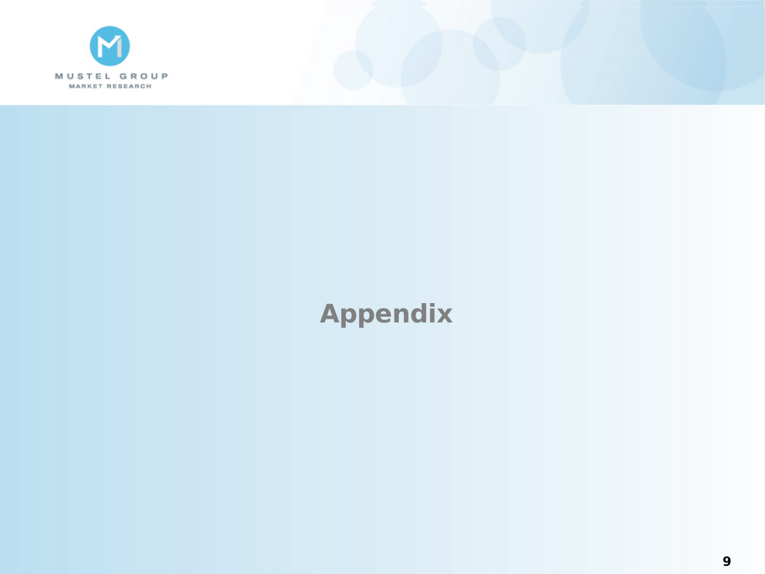# Appendix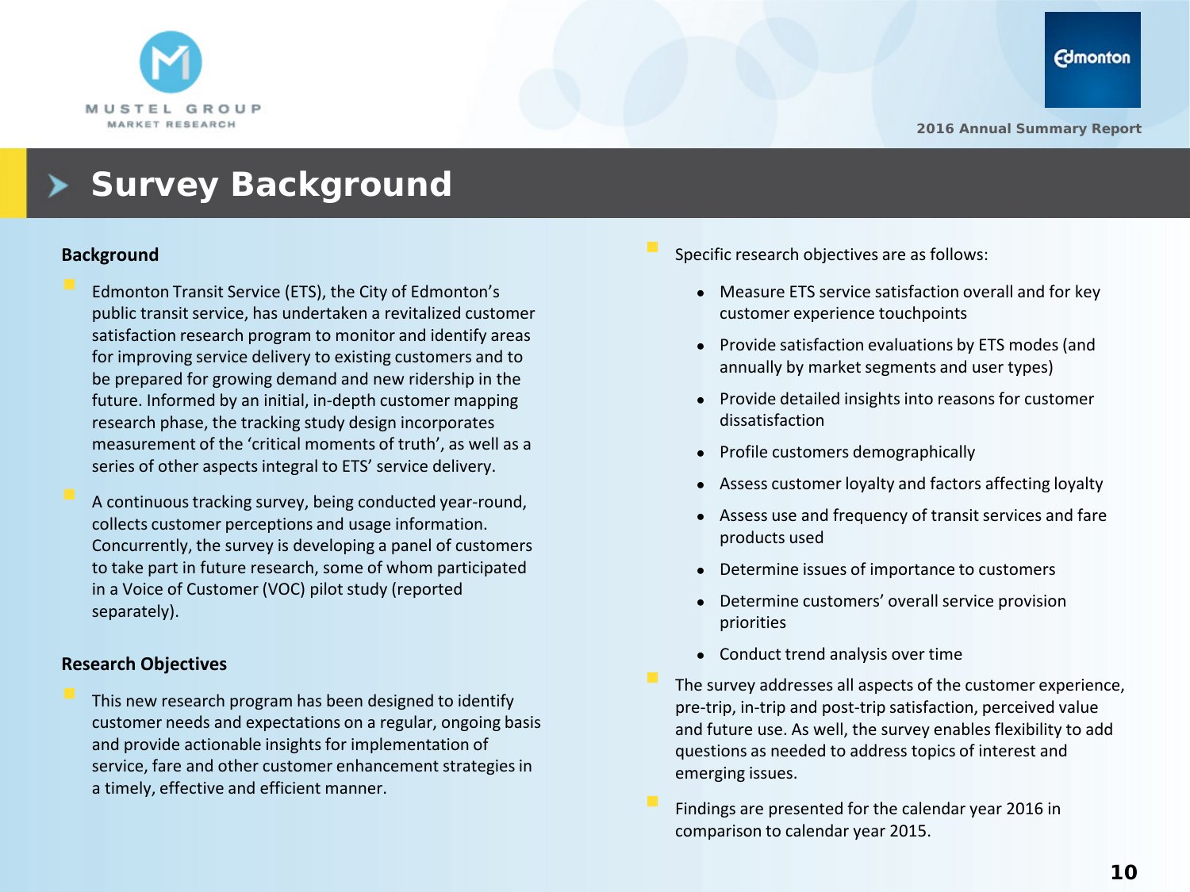# Survey Background

## Background

- Edmonton Transit Service (ETS), the City of Edmonton's public transit service, has undertaken a revitalized customer satisfaction research program to monitor and identify areas for improving service delivery to existing customers and to be prepared for growing demand and new ridership in the future. Informed by an initial, in-depth customer mapping research phase, the tracking study design incorporates measurement of the 'critical moments of truth', as well as a series of other aspects integral to ETS' service delivery.
- A continuous tracking survey, being conducted year-round, collects customer perceptions and usage information. Concurrently, the survey is developing a panel of customers to take part in future research, some of whom participated in a Voice of Customer (VOC) pilot study (reported separately).

## Research Objectives

- This new research program has been designed to identify customer needs and expectations on a regular, ongoing basis and provide actionable insights for implementation of service, fare and other customer enhancement strategies in a timely, effective and efficient manner.
- Specific research objectives are as follows:
  - Measure ETS service satisfaction overall and for key customer experience touchpoints
  - Provide satisfaction evaluations by ETS modes (and annually by market segments and user types)
  - Provide detailed insights into reasons for customer dissatisfaction
  - Profile customers demographically
  - Assess customer loyalty and factors affecting loyalty
  - Assess use and frequency of transit services and fare products used
  - Determine issues of importance to customers
  - Determine customers' overall service provision priorities
  - Conduct trend analysis over time
- The survey addresses all aspects of the customer experience, pre-trip, in-trip and post-trip satisfaction, perceived value and future use. As well, the survey enables flexibility to add questions as needed to address topics of interest and emerging issues.
- Findings are presented for the calendar year 2016 in comparison to calendar year 2015.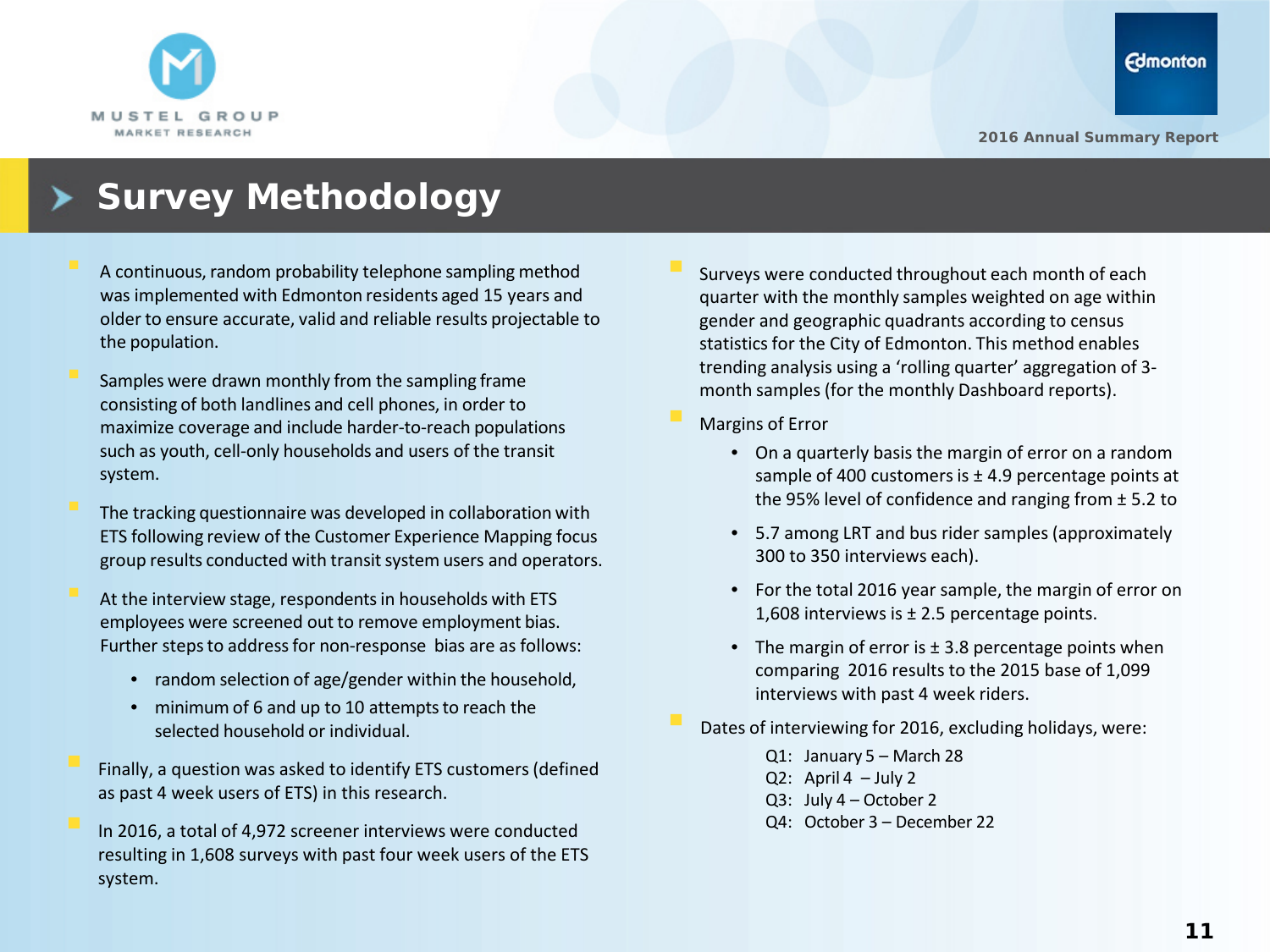# Survey Methodology

- A continuous, random probability telephone sampling method was implemented with Edmonton residents aged 15 years and older to ensure accurate, valid and reliable results projectable to the population.
- Samples were drawn monthly from the sampling frame consisting of both landlines and cell phones, in order to maximize coverage and include harder-to-reach populations such as youth, cell-only households and users of the transit system.
- The tracking questionnaire was developed in collaboration with ETS following review of the Customer Experience Mapping focus group results conducted with transit system users and operators.
- At the interview stage, respondents in households with ETS employees were screened out to remove employment bias. Further steps to address for non-response bias are as follows:
  - random selection of age/gender within the household,
  - minimum of 6 and up to 10 attempts to reach the selected household or individual.
- Finally, a question was asked to identify ETS customers (defined as past 4 week users of ETS) in this research.
- In 2016, a total of 4,972 screener interviews were conducted resulting in 1,608 surveys with past four week users of the ETS system.
- Surveys were conducted throughout each month of each quarter with the monthly samples weighted on age within gender and geographic quadrants according to census statistics for the City of Edmonton. This method enables trending analysis using a 'rolling quarter' aggregation of 3-month samples (for the monthly Dashboard reports).
- Margins of Error
  - On a quarterly basis the margin of error on a random sample of 400 customers is ± 4.9 percentage points at the 95% level of confidence and ranging from ± 5.2 to
  - 5.7 among LRT and bus rider samples (approximately 300 to 350 interviews each).
  - For the total 2016 year sample, the margin of error on 1,608 interviews is ± 2.5 percentage points.
  - The margin of error is ± 3.8 percentage points when comparing 2016 results to the 2015 base of 1,099 interviews with past 4 week riders.
- Dates of interviewing for 2016, excluding holidays, were:

  Q1: January 5 – March 28  
  Q2: April 4 – July 2  
  Q3: July 4 – October 2  
  Q4: October 3 – December 22